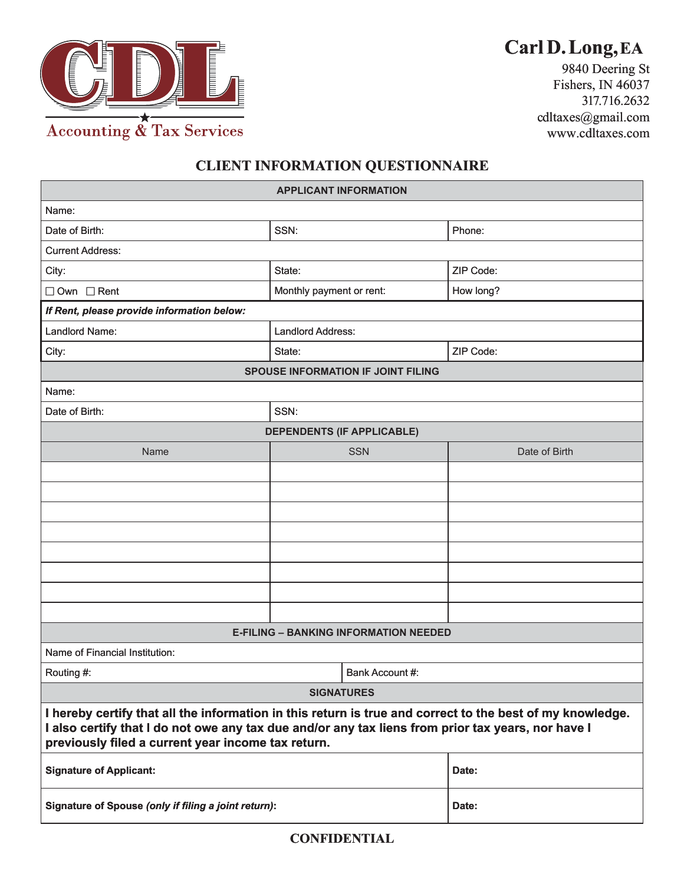**CDL**
Accounting & Tax Services

**Carl D. Long, EA**
9840 Deering St
Fishers, IN 46037
317.716.2632
cdltaxes@gmail.com
www.cdltaxes.com

# CLIENT INFORMATION QUESTIONNAIRE

| APPLICANT INFORMATION | | |
|---|---|---|
| Name: | | |
| Date of Birth: | SSN: | Phone: |
| Current Address: | | |
| City: | State: | ZIP Code: |
| ☐ Own ☐ Rent | Monthly payment or rent: | How long? |
| ***If Rent, please provide information below:*** | | |
| Landlord Name: | Landlord Address: | |
| City: | State: | ZIP Code: |

| SPOUSE INFORMATION IF JOINT FILING | |
|---|---|
| Name: | |
| Date of Birth: | SSN: |

| DEPENDENTS (IF APPLICABLE) | | |
|---|---|---|
| Name | SSN | Date of Birth |
| | | |
| | | |
| | | |
| | | |
| | | |
| | | |
| | | |
| | | |

| E-FILING – BANKING INFORMATION NEEDED | |
|---|---|
| Name of Financial Institution: | |
| Routing #: | Bank Account #: |

| SIGNATURES | |
|---|---|
| **I hereby certify that all the information in this return is true and correct to the best of my knowledge. I also certify that I do not owe any tax due and/or any tax liens from prior tax years, nor have I previously filed a current year income tax return.** | |
| **Signature of Applicant:** | **Date:** |
| **Signature of Spouse *(only if filing a joint return)*:** | **Date:** |

**CONFIDENTIAL**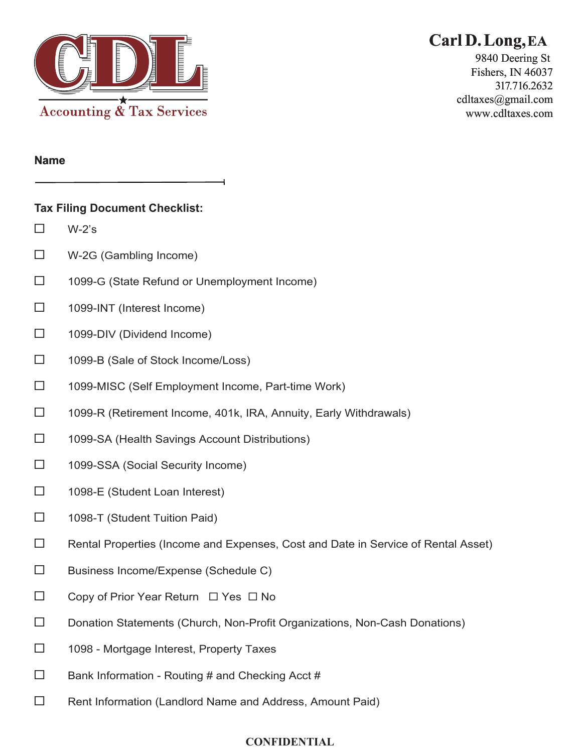CDL
Accounting & Tax Services

**Carl D. Long, EA**
9840 Deering St
Fishers, IN 46037
317.716.2632
cdltaxes@gmail.com
www.cdltaxes.com

**Name**

______________________________

**Tax Filing Document Checklist:**

- ☐ W-2's
- ☐ W-2G (Gambling Income)
- ☐ 1099-G (State Refund or Unemployment Income)
- ☐ 1099-INT (Interest Income)
- ☐ 1099-DIV (Dividend Income)
- ☐ 1099-B (Sale of Stock Income/Loss)
- ☐ 1099-MISC (Self Employment Income, Part-time Work)
- ☐ 1099-R (Retirement Income, 401k, IRA, Annuity, Early Withdrawals)
- ☐ 1099-SA (Health Savings Account Distributions)
- ☐ 1099-SSA (Social Security Income)
- ☐ 1098-E (Student Loan Interest)
- ☐ 1098-T (Student Tuition Paid)
- ☐ Rental Properties (Income and Expenses, Cost and Date in Service of Rental Asset)
- ☐ Business Income/Expense (Schedule C)
- ☐ Copy of Prior Year Return ☐ Yes ☐ No
- ☐ Donation Statements (Church, Non-Profit Organizations, Non-Cash Donations)
- ☐ 1098 - Mortgage Interest, Property Taxes
- ☐ Bank Information - Routing # and Checking Acct #
- ☐ Rent Information (Landlord Name and Address, Amount Paid)

**CONFIDENTIAL**